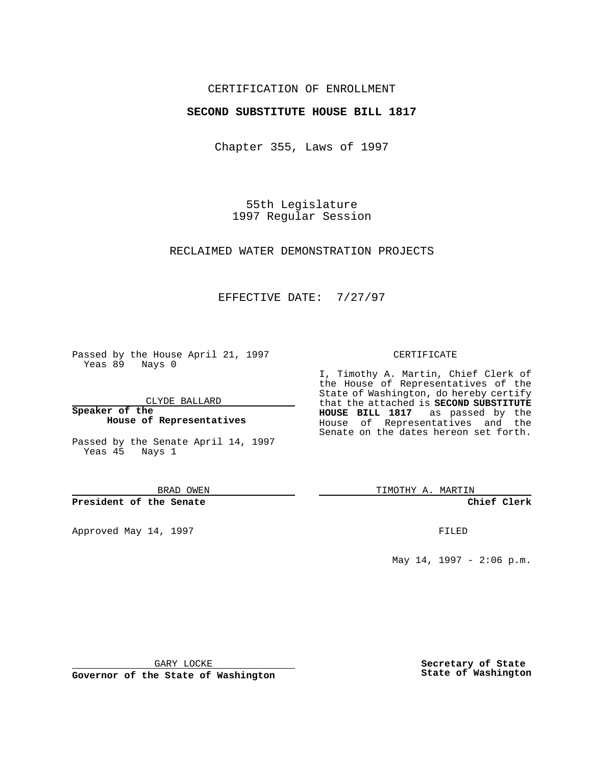CERTIFICATION OF ENROLLMENT

**SECOND SUBSTITUTE HOUSE BILL 1817**

Chapter 355, Laws of 1997

55th Legislature
1997 Regular Session

RECLAIMED WATER DEMONSTRATION PROJECTS

EFFECTIVE DATE: 7/27/97

Passed by the House April 21, 1997
Yeas 89 Nays 0

CLYDE BALLARD

**Speaker of the House of Representatives**

Passed by the Senate April 14, 1997
Yeas 45 Nays 1

BRAD OWEN

**President of the Senate**

Approved May 14, 1997

GARY LOCKE

**Governor of the State of Washington**

CERTIFICATE

I, Timothy A. Martin, Chief Clerk of the House of Representatives of the State of Washington, do hereby certify that the attached is **SECOND SUBSTITUTE HOUSE BILL 1817** as passed by the House of Representatives and the Senate on the dates hereon set forth.

TIMOTHY A. MARTIN

**Chief Clerk**

FILED

May 14, 1997 - 2:06 p.m.

**Secretary of State State of Washington**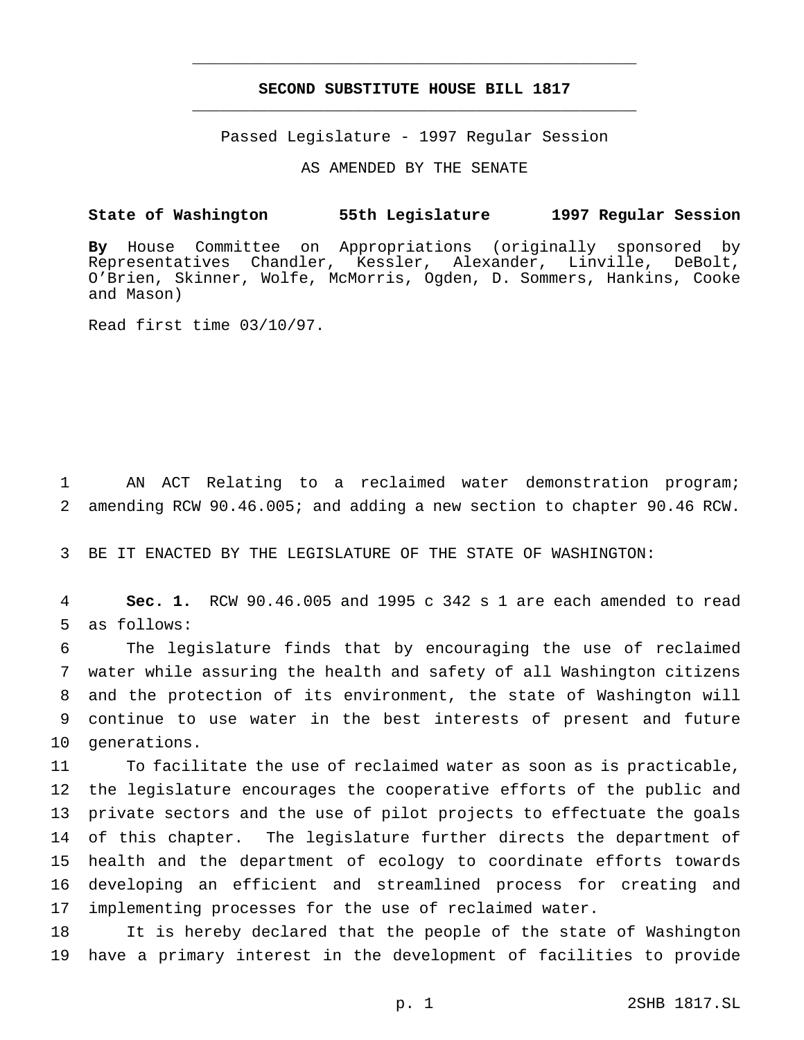**SECOND SUBSTITUTE HOUSE BILL 1817**

Passed Legislature - 1997 Regular Session

AS AMENDED BY THE SENATE

**State of Washington 55th Legislature 1997 Regular Session**

**By** House Committee on Appropriations (originally sponsored by Representatives Chandler, Kessler, Alexander, Linville, DeBolt, O'Brien, Skinner, Wolfe, McMorris, Ogden, D. Sommers, Hankins, Cooke and Mason)

Read first time 03/10/97.

1 AN ACT Relating to a reclaimed water demonstration program;
2 amending RCW 90.46.005; and adding a new section to chapter 90.46 RCW.

3 BE IT ENACTED BY THE LEGISLATURE OF THE STATE OF WASHINGTON:

4 **Sec. 1.** RCW 90.46.005 and 1995 c 342 s 1 are each amended to read
5 as follows:

6 The legislature finds that by encouraging the use of reclaimed
7 water while assuring the health and safety of all Washington citizens
8 and the protection of its environment, the state of Washington will
9 continue to use water in the best interests of present and future
10 generations.

11 To facilitate the use of reclaimed water as soon as is practicable,
12 the legislature encourages the cooperative efforts of the public and
13 private sectors and the use of pilot projects to effectuate the goals
14 of this chapter. The legislature further directs the department of
15 health and the department of ecology to coordinate efforts towards
16 developing an efficient and streamlined process for creating and
17 implementing processes for the use of reclaimed water.

18 It is hereby declared that the people of the state of Washington
19 have a primary interest in the development of facilities to provide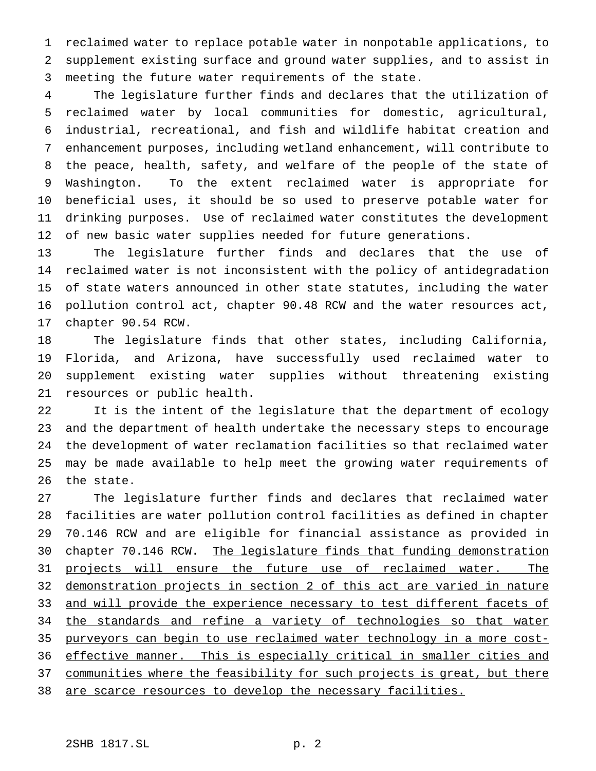reclaimed water to replace potable water in nonpotable applications, to supplement existing surface and ground water supplies, and to assist in meeting the future water requirements of the state.

The legislature further finds and declares that the utilization of reclaimed water by local communities for domestic, agricultural, industrial, recreational, and fish and wildlife habitat creation and enhancement purposes, including wetland enhancement, will contribute to the peace, health, safety, and welfare of the people of the state of Washington. To the extent reclaimed water is appropriate for beneficial uses, it should be so used to preserve potable water for drinking purposes. Use of reclaimed water constitutes the development of new basic water supplies needed for future generations.

The legislature further finds and declares that the use of reclaimed water is not inconsistent with the policy of antidegradation of state waters announced in other state statutes, including the water pollution control act, chapter 90.48 RCW and the water resources act, chapter 90.54 RCW.

The legislature finds that other states, including California, Florida, and Arizona, have successfully used reclaimed water to supplement existing water supplies without threatening existing resources or public health.

It is the intent of the legislature that the department of ecology and the department of health undertake the necessary steps to encourage the development of water reclamation facilities so that reclaimed water may be made available to help meet the growing water requirements of the state.

The legislature further finds and declares that reclaimed water facilities are water pollution control facilities as defined in chapter 70.146 RCW and are eligible for financial assistance as provided in chapter 70.146 RCW. <u>The legislature finds that funding demonstration projects will ensure the future use of reclaimed water. The demonstration projects in section 2 of this act are varied in nature and will provide the experience necessary to test different facets of the standards and refine a variety of technologies so that water purveyors can begin to use reclaimed water technology in a more cost-effective manner. This is especially critical in smaller cities and communities where the feasibility for such projects is great, but there are scarce resources to develop the necessary facilities.</u>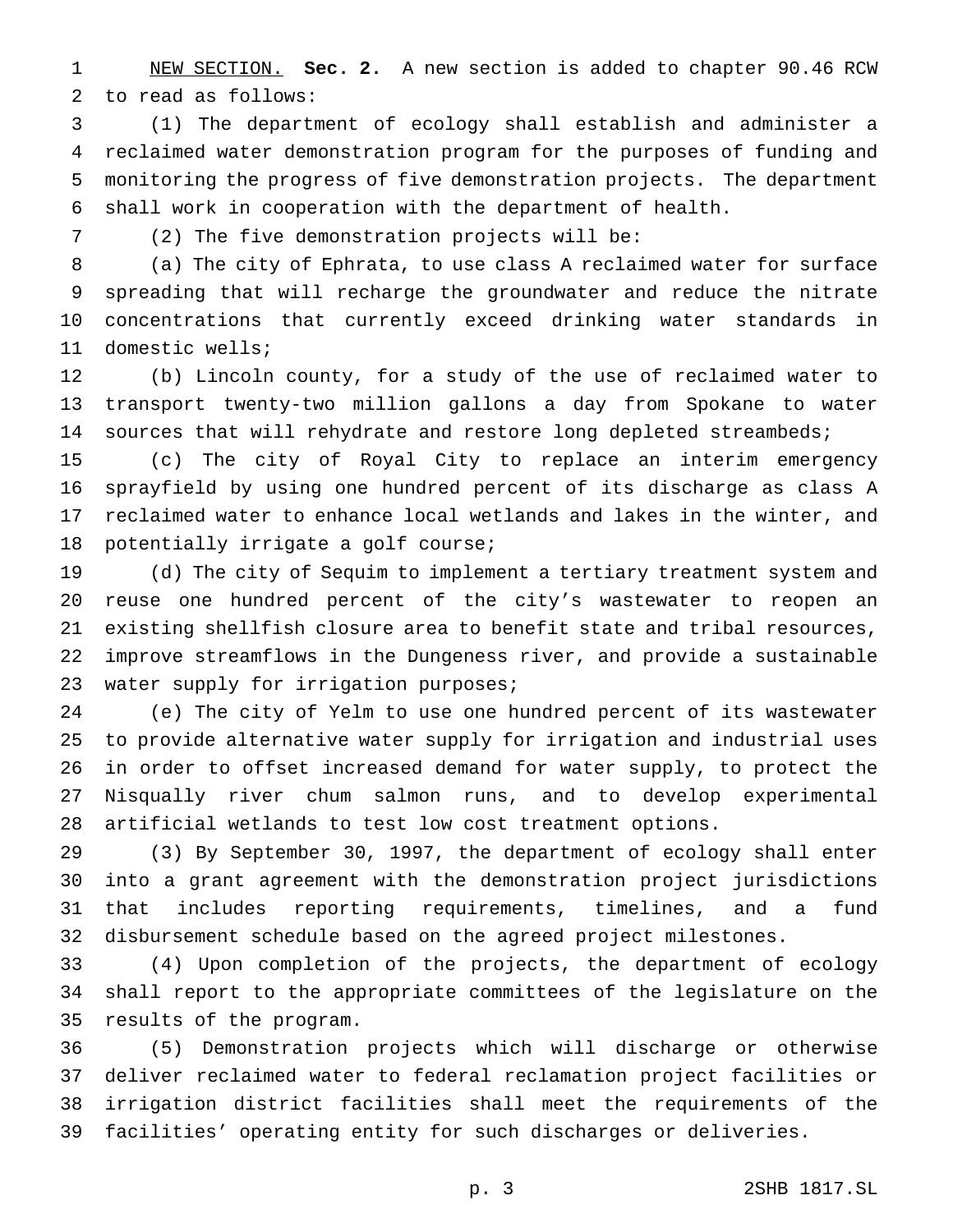NEW SECTION. **Sec. 2.** A new section is added to chapter 90.46 RCW to read as follows:

(1) The department of ecology shall establish and administer a reclaimed water demonstration program for the purposes of funding and monitoring the progress of five demonstration projects. The department shall work in cooperation with the department of health.

(2) The five demonstration projects will be:

(a) The city of Ephrata, to use class A reclaimed water for surface spreading that will recharge the groundwater and reduce the nitrate concentrations that currently exceed drinking water standards in domestic wells;

(b) Lincoln county, for a study of the use of reclaimed water to transport twenty-two million gallons a day from Spokane to water sources that will rehydrate and restore long depleted streambeds;

(c) The city of Royal City to replace an interim emergency sprayfield by using one hundred percent of its discharge as class A reclaimed water to enhance local wetlands and lakes in the winter, and potentially irrigate a golf course;

(d) The city of Sequim to implement a tertiary treatment system and reuse one hundred percent of the city's wastewater to reopen an existing shellfish closure area to benefit state and tribal resources, improve streamflows in the Dungeness river, and provide a sustainable water supply for irrigation purposes;

(e) The city of Yelm to use one hundred percent of its wastewater to provide alternative water supply for irrigation and industrial uses in order to offset increased demand for water supply, to protect the Nisqually river chum salmon runs, and to develop experimental artificial wetlands to test low cost treatment options.

(3) By September 30, 1997, the department of ecology shall enter into a grant agreement with the demonstration project jurisdictions that includes reporting requirements, timelines, and a fund disbursement schedule based on the agreed project milestones.

(4) Upon completion of the projects, the department of ecology shall report to the appropriate committees of the legislature on the results of the program.

(5) Demonstration projects which will discharge or otherwise deliver reclaimed water to federal reclamation project facilities or irrigation district facilities shall meet the requirements of the facilities' operating entity for such discharges or deliveries.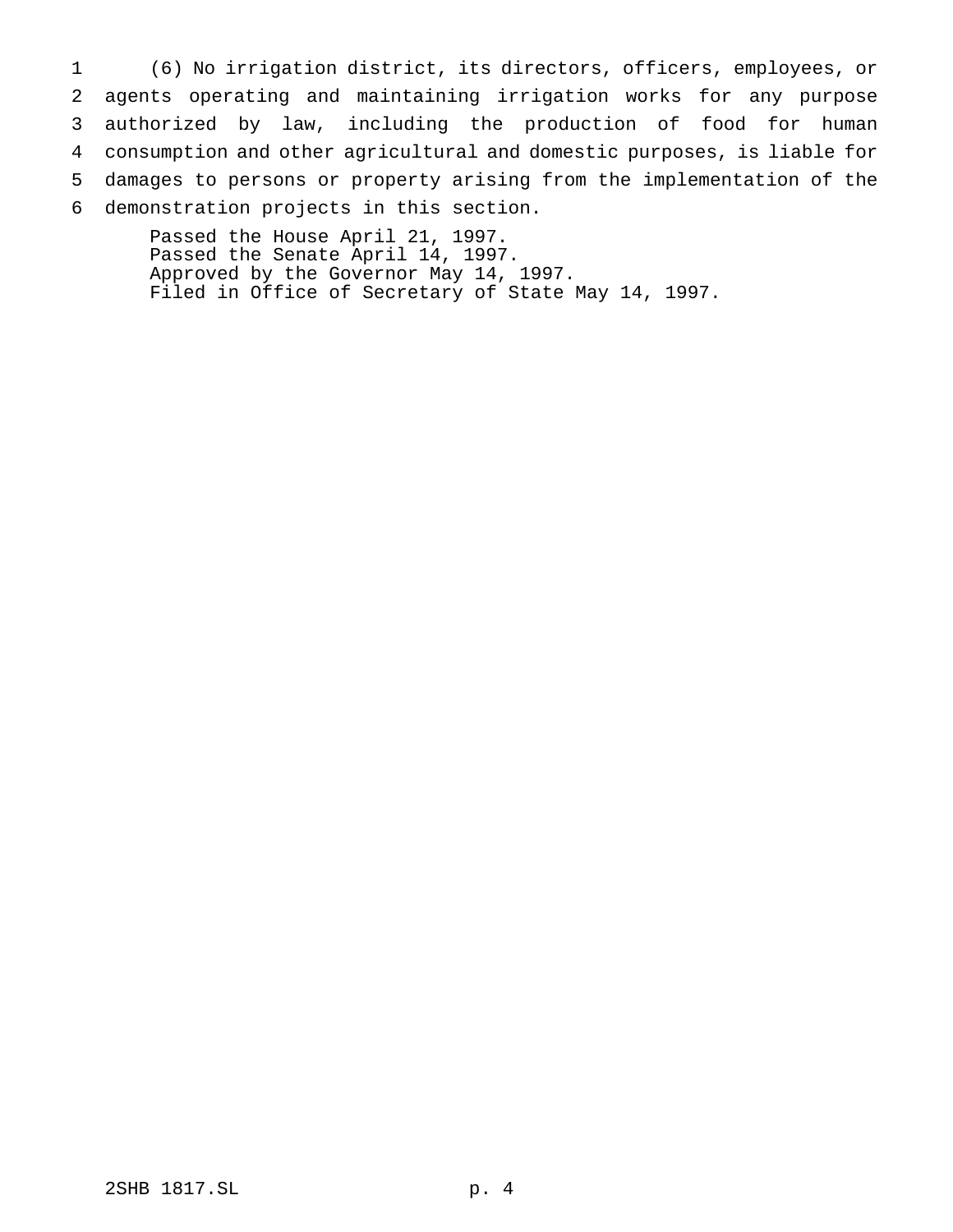(6) No irrigation district, its directors, officers, employees, or agents operating and maintaining irrigation works for any purpose authorized by law, including the production of food for human consumption and other agricultural and domestic purposes, is liable for damages to persons or property arising from the implementation of the demonstration projects in this section.

Passed the House April 21, 1997.
Passed the Senate April 14, 1997.
Approved by the Governor May 14, 1997.
Filed in Office of Secretary of State May 14, 1997.